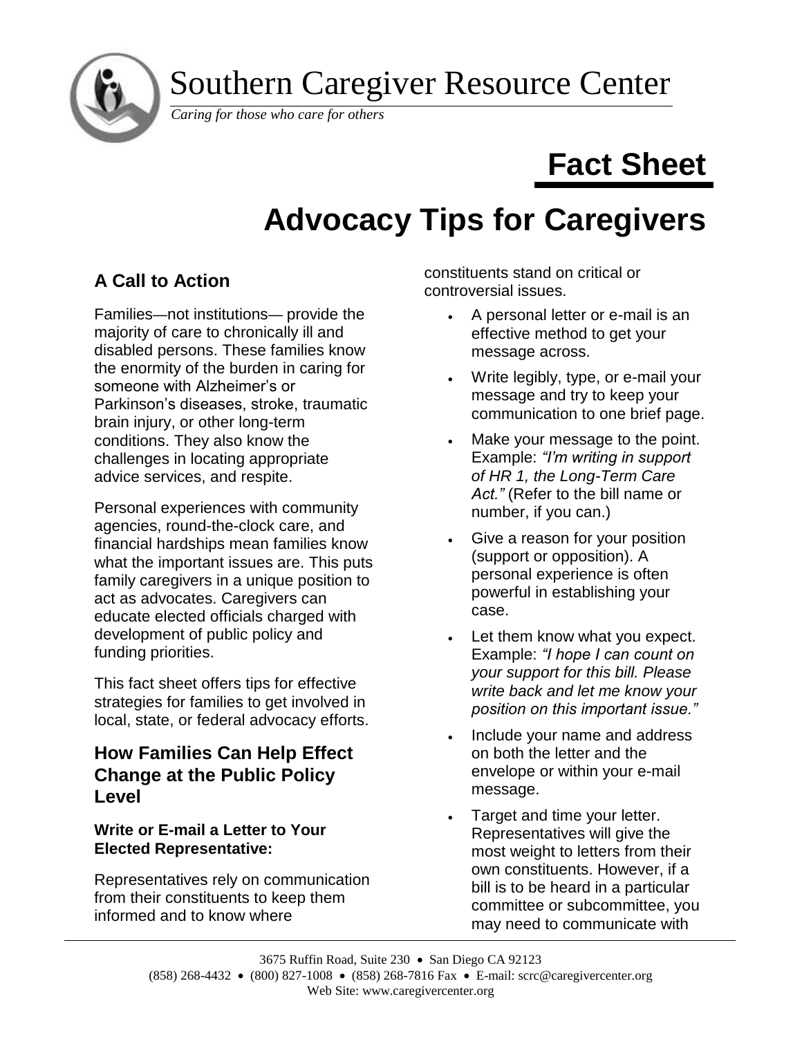# Southern Caregiver Resource Center

*Caring for those who care for others*

## Fact Sheet

# Advocacy Tips for Caregivers

## A Call to Action

Families—not institutions— provide the majority of care to chronically ill and disabled persons. These families know the enormity of the burden in caring for someone with Alzheimer's or Parkinson's diseases, stroke, traumatic brain injury, or other long-term conditions. They also know the challenges in locating appropriate advice services, and respite.

Personal experiences with community agencies, round-the-clock care, and financial hardships mean families know what the important issues are. This puts family caregivers in a unique position to act as advocates. Caregivers can educate elected officials charged with development of public policy and funding priorities.

This fact sheet offers tips for effective strategies for families to get involved in local, state, or federal advocacy efforts.

## How Families Can Help Effect Change at the Public Policy Level

**Write or E-mail a Letter to Your Elected Representative:**

Representatives rely on communication from their constituents to keep them informed and to know where constituents stand on critical or controversial issues.

- A personal letter or e-mail is an effective method to get your message across.
- Write legibly, type, or e-mail your message and try to keep your communication to one brief page.
- Make your message to the point. Example: *"I'm writing in support of HR 1, the Long-Term Care Act."* (Refer to the bill name or number, if you can.)
- Give a reason for your position (support or opposition). A personal experience is often powerful in establishing your case.
- Let them know what you expect. Example: *"I hope I can count on your support for this bill. Please write back and let me know your position on this important issue."*
- Include your name and address on both the letter and the envelope or within your e-mail message.
- Target and time your letter. Representatives will give the most weight to letters from their own constituents. However, if a bill is to be heard in a particular committee or subcommittee, you may need to communicate with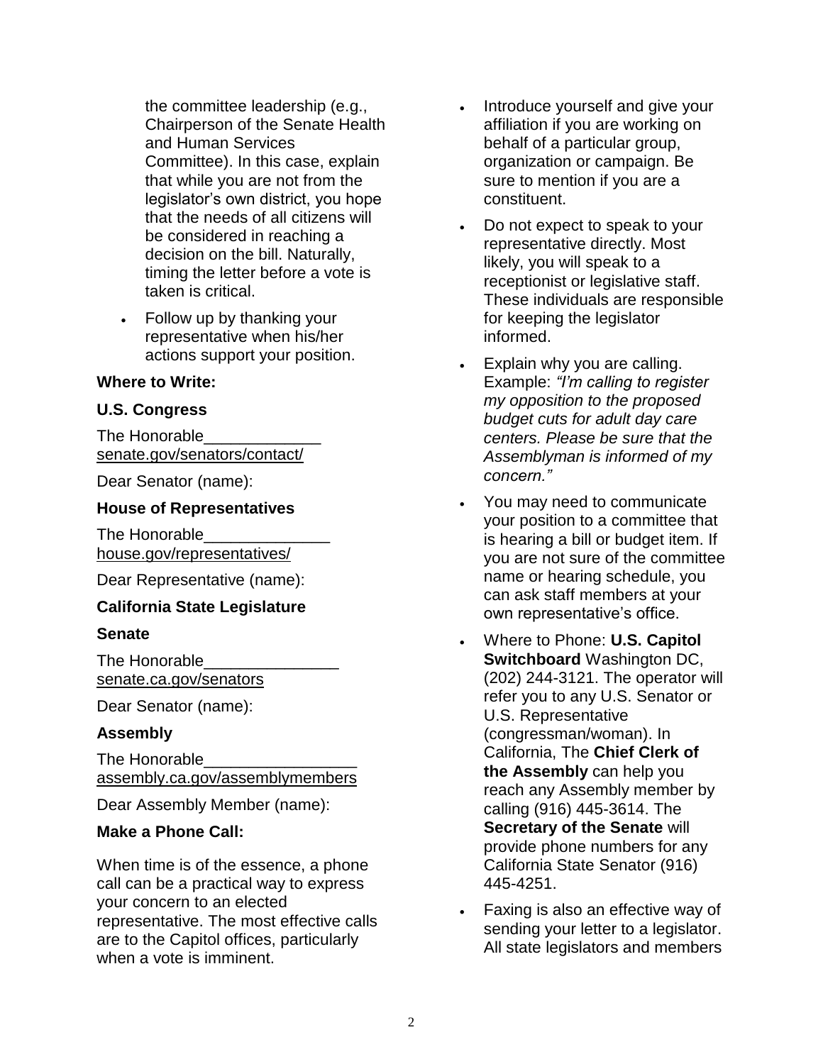the committee leadership (e.g., Chairperson of the Senate Health and Human Services Committee). In this case, explain that while you are not from the legislator's own district, you hope that the needs of all citizens will be considered in reaching a decision on the bill. Naturally, timing the letter before a vote is taken is critical.

- Follow up by thanking your representative when his/her actions support your position.

**Where to Write:**

**U.S. Congress**

The Honorable_____________
senate.gov/senators/contact/

Dear Senator (name):

**House of Representatives**

The Honorable______________
house.gov/representatives/

Dear Representative (name):

**California State Legislature**

**Senate**

The Honorable_______________
senate.ca.gov/senators

Dear Senator (name):

**Assembly**

The Honorable_________________
assembly.ca.gov/assemblymembers

Dear Assembly Member (name):

**Make a Phone Call:**

When time is of the essence, a phone call can be a practical way to express your concern to an elected representative. The most effective calls are to the Capitol offices, particularly when a vote is imminent.

- Introduce yourself and give your affiliation if you are working on behalf of a particular group, organization or campaign. Be sure to mention if you are a constituent.
- Do not expect to speak to your representative directly. Most likely, you will speak to a receptionist or legislative staff. These individuals are responsible for keeping the legislator informed.
- Explain why you are calling. Example: *"I'm calling to register my opposition to the proposed budget cuts for adult day care centers. Please be sure that the Assemblyman is informed of my concern."*
- You may need to communicate your position to a committee that is hearing a bill or budget item. If you are not sure of the committee name or hearing schedule, you can ask staff members at your own representative's office.
- Where to Phone: **U.S. Capitol Switchboard** Washington DC, (202) 244-3121. The operator will refer you to any U.S. Senator or U.S. Representative (congressman/woman). In California, The **Chief Clerk of the Assembly** can help you reach any Assembly member by calling (916) 445-3614. The **Secretary of the Senate** will provide phone numbers for any California State Senator (916) 445-4251.
- Faxing is also an effective way of sending your letter to a legislator. All state legislators and members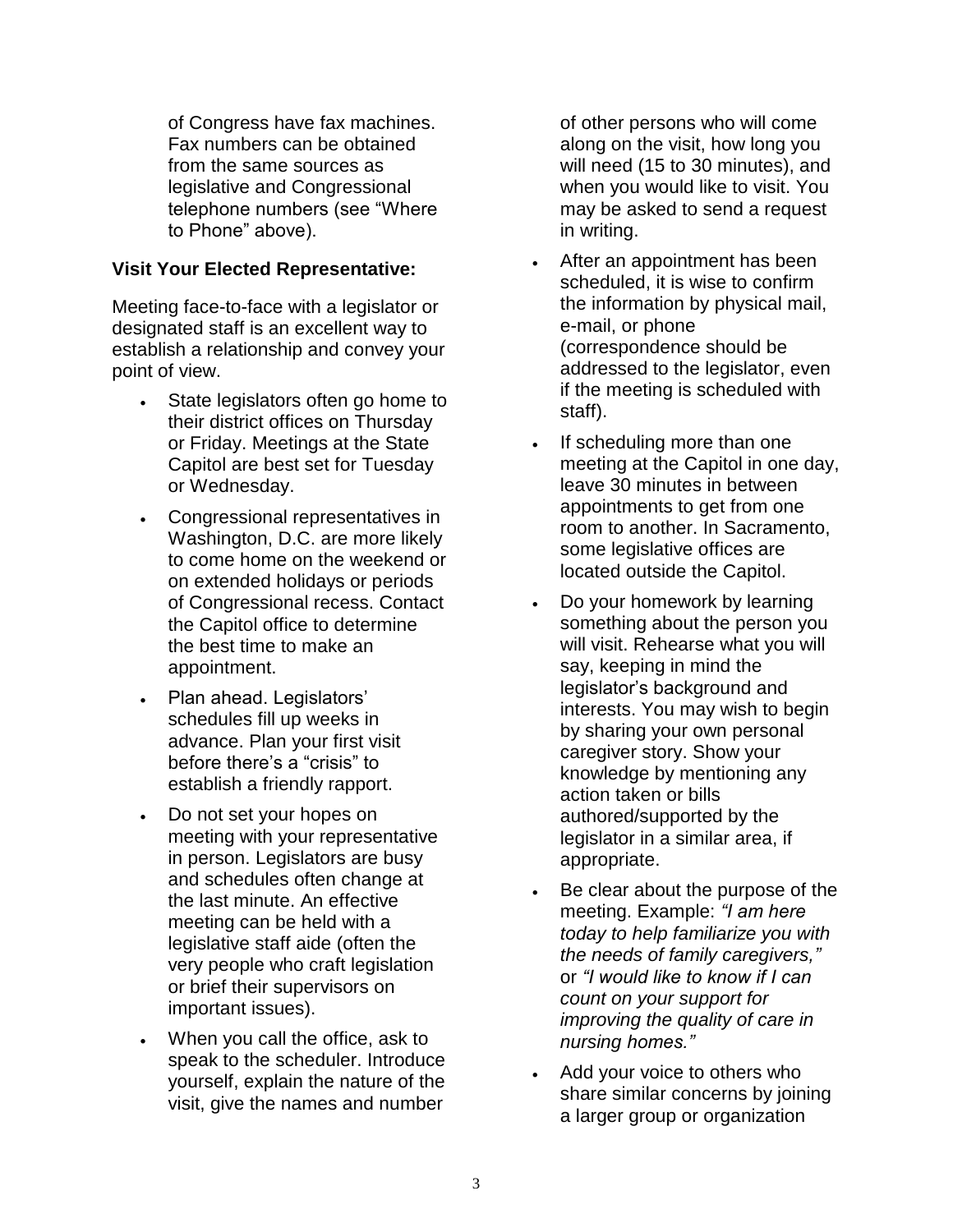of Congress have fax machines. Fax numbers can be obtained from the same sources as legislative and Congressional telephone numbers (see "Where to Phone" above).

**Visit Your Elected Representative:**

Meeting face-to-face with a legislator or designated staff is an excellent way to establish a relationship and convey your point of view.

- State legislators often go home to their district offices on Thursday or Friday. Meetings at the State Capitol are best set for Tuesday or Wednesday.
- Congressional representatives in Washington, D.C. are more likely to come home on the weekend or on extended holidays or periods of Congressional recess. Contact the Capitol office to determine the best time to make an appointment.
- Plan ahead. Legislators' schedules fill up weeks in advance. Plan your first visit before there's a "crisis" to establish a friendly rapport.
- Do not set your hopes on meeting with your representative in person. Legislators are busy and schedules often change at the last minute. An effective meeting can be held with a legislative staff aide (often the very people who craft legislation or brief their supervisors on important issues).
- When you call the office, ask to speak to the scheduler. Introduce yourself, explain the nature of the visit, give the names and number of other persons who will come along on the visit, how long you will need (15 to 30 minutes), and when you would like to visit. You may be asked to send a request in writing.
- After an appointment has been scheduled, it is wise to confirm the information by physical mail, e-mail, or phone (correspondence should be addressed to the legislator, even if the meeting is scheduled with staff).
- If scheduling more than one meeting at the Capitol in one day, leave 30 minutes in between appointments to get from one room to another. In Sacramento, some legislative offices are located outside the Capitol.
- Do your homework by learning something about the person you will visit. Rehearse what you will say, keeping in mind the legislator's background and interests. You may wish to begin by sharing your own personal caregiver story. Show your knowledge by mentioning any action taken or bills authored/supported by the legislator in a similar area, if appropriate.
- Be clear about the purpose of the meeting. Example: *"I am here today to help familiarize you with the needs of family caregivers,"* or *"I would like to know if I can count on your support for improving the quality of care in nursing homes."*
- Add your voice to others who share similar concerns by joining a larger group or organization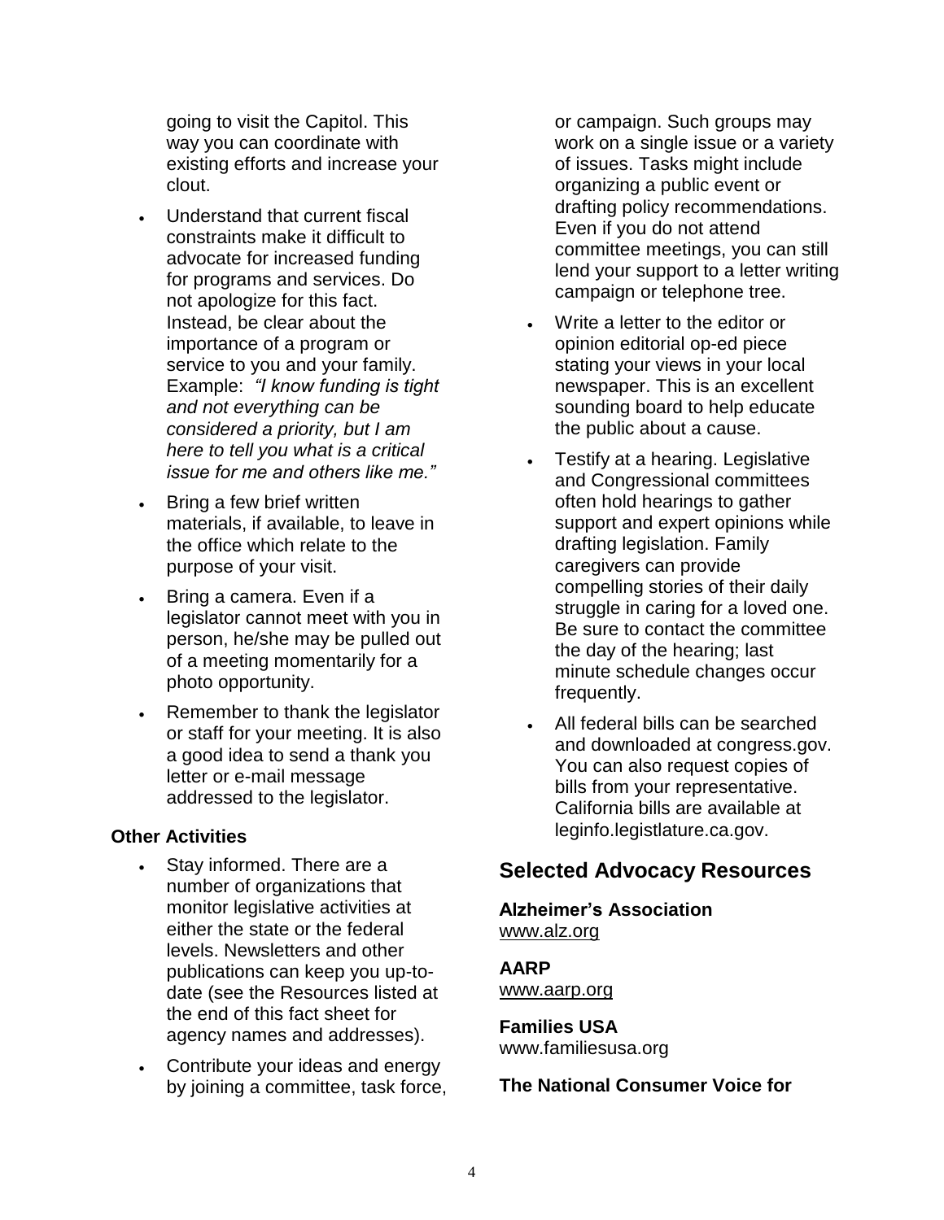going to visit the Capitol. This way you can coordinate with existing efforts and increase your clout.

- Understand that current fiscal constraints make it difficult to advocate for increased funding for programs and services. Do not apologize for this fact. Instead, be clear about the importance of a program or service to you and your family. Example: *"I know funding is tight and not everything can be considered a priority, but I am here to tell you what is a critical issue for me and others like me."*
- Bring a few brief written materials, if available, to leave in the office which relate to the purpose of your visit.
- Bring a camera. Even if a legislator cannot meet with you in person, he/she may be pulled out of a meeting momentarily for a photo opportunity.
- Remember to thank the legislator or staff for your meeting. It is also a good idea to send a thank you letter or e-mail message addressed to the legislator.

**Other Activities**

- Stay informed. There are a number of organizations that monitor legislative activities at either the state or the federal levels. Newsletters and other publications can keep you up-to-date (see the Resources listed at the end of this fact sheet for agency names and addresses).
- Contribute your ideas and energy by joining a committee, task force, or campaign. Such groups may work on a single issue or a variety of issues. Tasks might include organizing a public event or drafting policy recommendations. Even if you do not attend committee meetings, you can still lend your support to a letter writing campaign or telephone tree.
- Write a letter to the editor or opinion editorial op-ed piece stating your views in your local newspaper. This is an excellent sounding board to help educate the public about a cause.
- Testify at a hearing. Legislative and Congressional committees often hold hearings to gather support and expert opinions while drafting legislation. Family caregivers can provide compelling stories of their daily struggle in caring for a loved one. Be sure to contact the committee the day of the hearing; last minute schedule changes occur frequently.
- All federal bills can be searched and downloaded at congress.gov. You can also request copies of bills from your representative. California bills are available at leginfo.legistlature.ca.gov.

## Selected Advocacy Resources

**Alzheimer's Association**
www.alz.org

**AARP**
www.aarp.org

**Families USA**
www.familiesusa.org

**The National Consumer Voice for**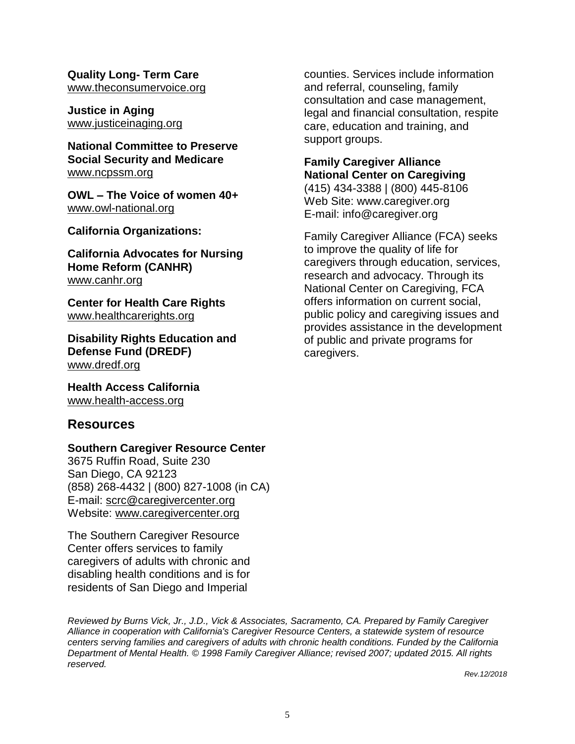**Quality Long- Term Care**
www.theconsumervoice.org

**Justice in Aging**
www.justiceinaging.org

**National Committee to Preserve Social Security and Medicare**
www.ncpssm.org

**OWL – The Voice of women 40+**
www.owl-national.org

**California Organizations:**

**California Advocates for Nursing Home Reform (CANHR)**
www.canhr.org

**Center for Health Care Rights**
www.healthcarerights.org

**Disability Rights Education and Defense Fund (DREDF)**
www.dredf.org

**Health Access California**
www.health-access.org

## Resources

**Southern Caregiver Resource Center**
3675 Ruffin Road, Suite 230
San Diego, CA 92123
(858) 268-4432 | (800) 827-1008 (in CA)
E-mail: scrc@caregivercenter.org
Website: www.caregivercenter.org

The Southern Caregiver Resource Center offers services to family caregivers of adults with chronic and disabling health conditions and is for residents of San Diego and Imperial counties. Services include information and referral, counseling, family consultation and case management, legal and financial consultation, respite care, education and training, and support groups.

**Family Caregiver Alliance**
**National Center on Caregiving**
(415) 434-3388 | (800) 445-8106
Web Site: www.caregiver.org
E-mail: info@caregiver.org

Family Caregiver Alliance (FCA) seeks to improve the quality of life for caregivers through education, services, research and advocacy. Through its National Center on Caregiving, FCA offers information on current social, public policy and caregiving issues and provides assistance in the development of public and private programs for caregivers.

*Reviewed by Burns Vick, Jr., J.D., Vick & Associates, Sacramento, CA. Prepared by Family Caregiver Alliance in cooperation with California's Caregiver Resource Centers, a statewide system of resource centers serving families and caregivers of adults with chronic health conditions. Funded by the California Department of Mental Health. © 1998 Family Caregiver Alliance; revised 2007; updated 2015. All rights reserved.*

*Rev.12/2018*